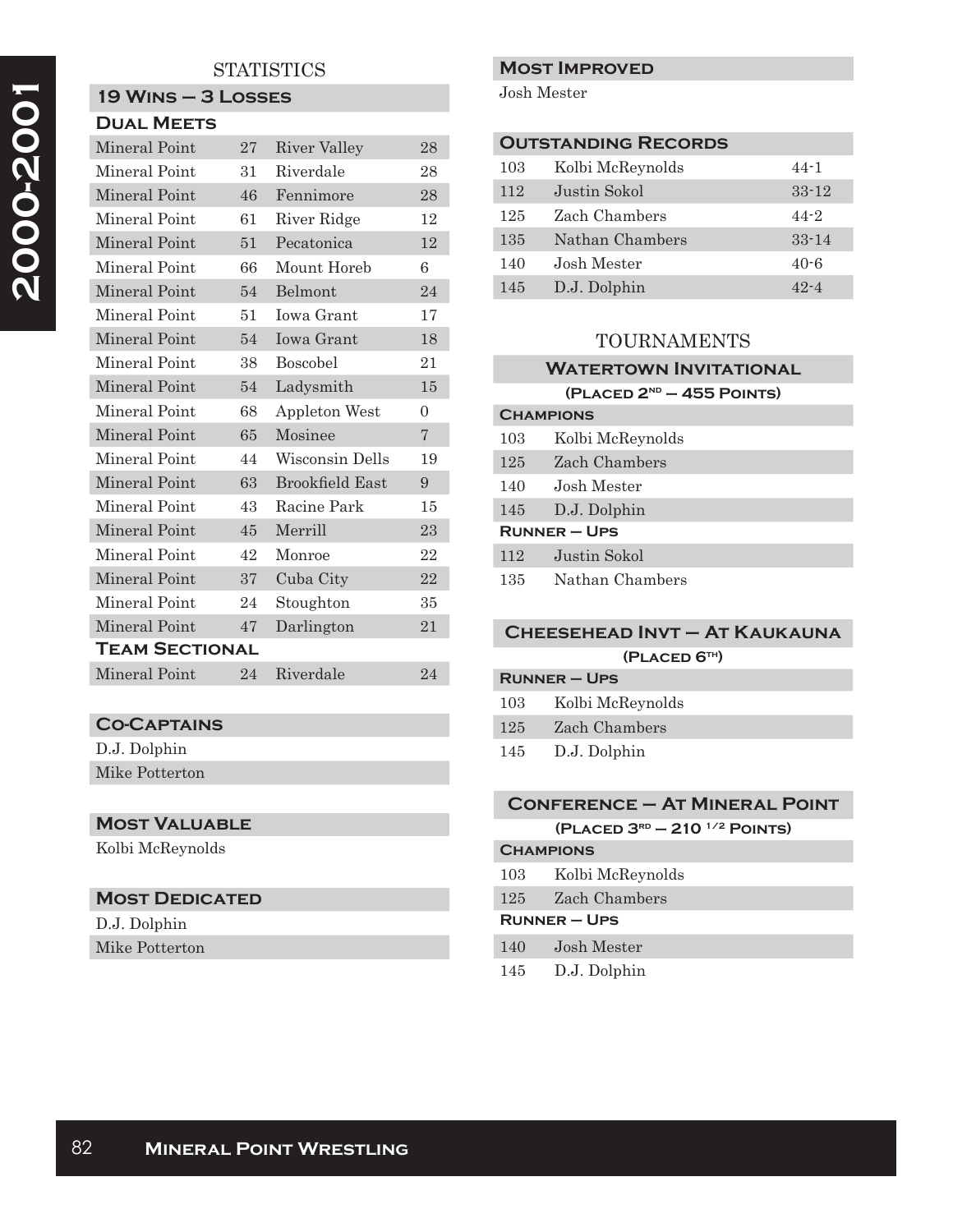# 2000-2001

## STATISTICS

### 19 Wins – 3 Losses

**Dual Meets**

| | | | |
|---|---|---|---|
| Mineral Point | 27 | River Valley | 28 |
| Mineral Point | 31 | Riverdale | 28 |
| Mineral Point | 46 | Fennimore | 28 |
| Mineral Point | 61 | River Ridge | 12 |
| Mineral Point | 51 | Pecatonica | 12 |
| Mineral Point | 66 | Mount Horeb | 6 |
| Mineral Point | 54 | Belmont | 24 |
| Mineral Point | 51 | Iowa Grant | 17 |
| Mineral Point | 54 | Iowa Grant | 18 |
| Mineral Point | 38 | Boscobel | 21 |
| Mineral Point | 54 | Ladysmith | 15 |
| Mineral Point | 68 | Appleton West | 0 |
| Mineral Point | 65 | Mosinee | 7 |
| Mineral Point | 44 | Wisconsin Dells | 19 |
| Mineral Point | 63 | Brookfield East | 9 |
| Mineral Point | 43 | Racine Park | 15 |
| Mineral Point | 45 | Merrill | 23 |
| Mineral Point | 42 | Monroe | 22 |
| Mineral Point | 37 | Cuba City | 22 |
| Mineral Point | 24 | Stoughton | 35 |
| Mineral Point | 47 | Darlington | 21 |

**Team Sectional**

| | | | |
|---|---|---|---|
| Mineral Point | 24 | Riverdale | 24 |

### Co-Captains

D.J. Dolphin
Mike Potterton

### Most Valuable

Kolbi McReynolds

### Most Dedicated

D.J. Dolphin
Mike Potterton

### Most Improved

Josh Mester

### Outstanding Records

| | | |
|---|---|---|
| 103 | Kolbi McReynolds | 44-1 |
| 112 | Justin Sokol | 33-12 |
| 125 | Zach Chambers | 44-2 |
| 135 | Nathan Chambers | 33-14 |
| 140 | Josh Mester | 40-6 |
| 145 | D.J. Dolphin | 42-4 |

## TOURNAMENTS

### Watertown Invitational

(Placed 2nd – 455 Points)

**Champions**

| | |
|---|---|
| 103 | Kolbi McReynolds |
| 125 | Zach Chambers |
| 140 | Josh Mester |
| 145 | D.J. Dolphin |

**Runner – Ups**

| | |
|---|---|
| 112 | Justin Sokol |
| 135 | Nathan Chambers |

### Cheesehead Invt – At Kaukauna

(Placed 6th)

**Runner – Ups**

| | |
|---|---|
| 103 | Kolbi McReynolds |
| 125 | Zach Chambers |
| 145 | D.J. Dolphin |

### Conference – At Mineral Point

(Placed 3rd – 210 1/2 Points)

**Champions**

| | |
|---|---|
| 103 | Kolbi McReynolds |
| 125 | Zach Chambers |

**Runner – Ups**

| | |
|---|---|
| 140 | Josh Mester |
| 145 | D.J. Dolphin |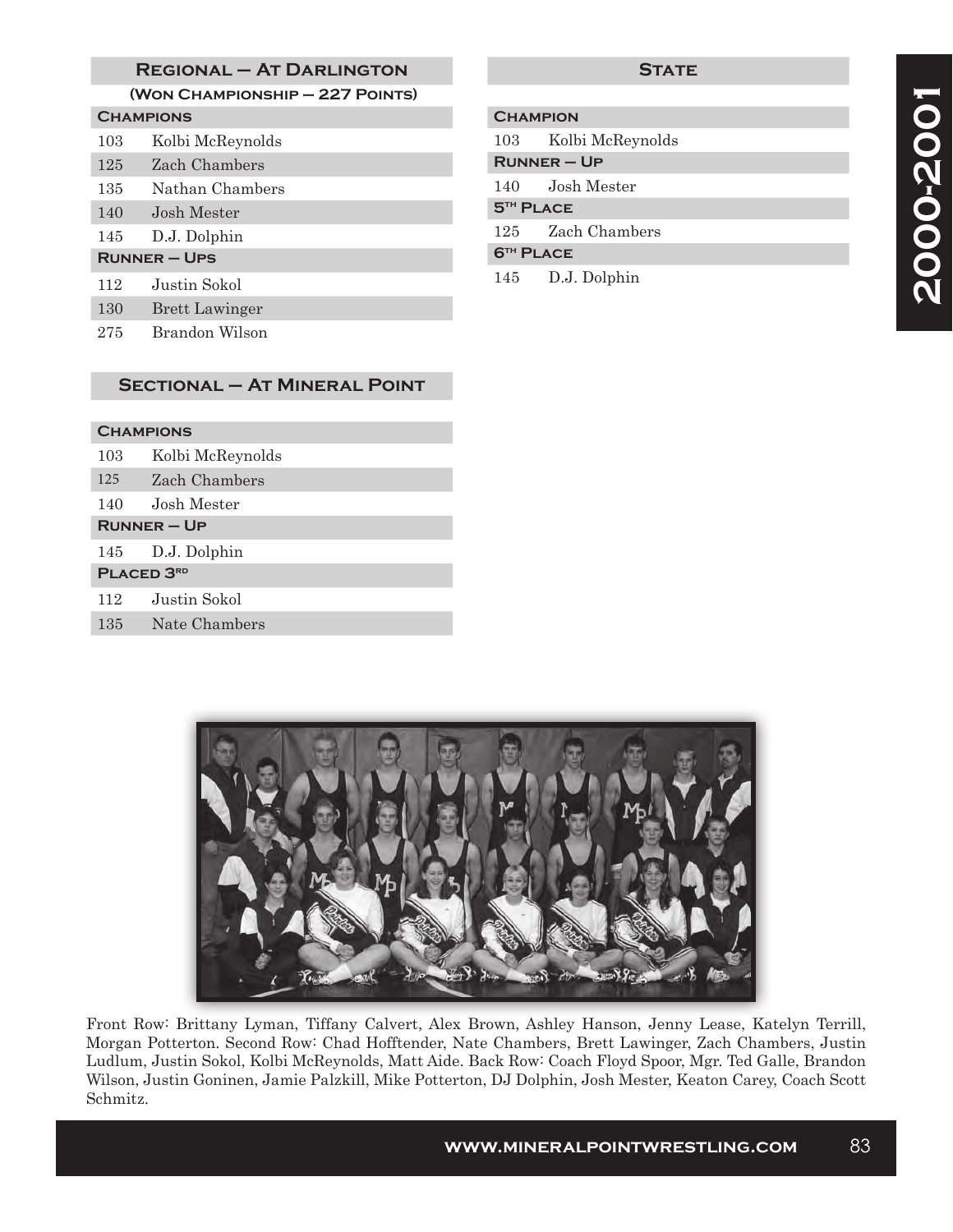## Regional – At Darlington

### (Won Championship – 227 Points)

| | |
|---|---|
| **Champions** | |
| 103 | Kolbi McReynolds |
| 125 | Zach Chambers |
| 135 | Nathan Chambers |
| 140 | Josh Mester |
| 145 | D.J. Dolphin |
| **Runner – Ups** | |
| 112 | Justin Sokol |
| 130 | Brett Lawinger |
| 275 | Brandon Wilson |

## Sectional – At Mineral Point

| | |
|---|---|
| **Champions** | |
| 103 | Kolbi McReynolds |
| 125 | Zach Chambers |
| 140 | Josh Mester |
| **Runner – Up** | |
| 145 | D.J. Dolphin |
| **Placed 3rd** | |
| 112 | Justin Sokol |
| 135 | Nate Chambers |

## State

| | |
|---|---|
| **Champion** | |
| 103 | Kolbi McReynolds |
| **Runner – Up** | |
| 140 | Josh Mester |
| **5th Place** | |
| 125 | Zach Chambers |
| **6th Place** | |
| 145 | D.J. Dolphin |

Front Row: Brittany Lyman, Tiffany Calvert, Alex Brown, Ashley Hanson, Jenny Lease, Katelyn Terrill, Morgan Potterton. Second Row: Chad Hofftender, Nate Chambers, Brett Lawinger, Zach Chambers, Justin Ludlum, Justin Sokol, Kolbi McReynolds, Matt Aide. Back Row: Coach Floyd Spoor, Mgr. Ted Galle, Brandon Wilson, Justin Goninen, Jamie Palzkill, Mike Potterton, DJ Dolphin, Josh Mester, Keaton Carey, Coach Scott Schmitz.